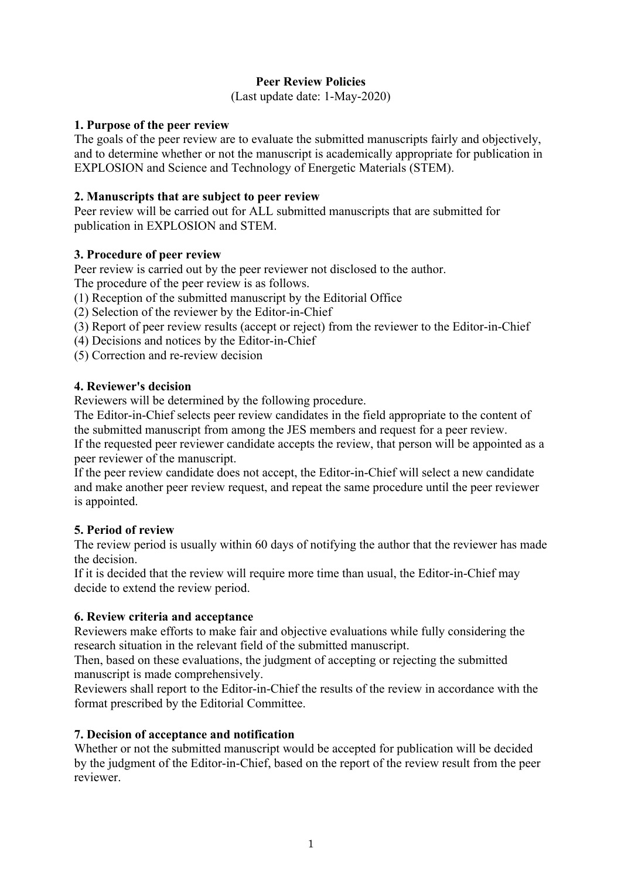# Peer Review Policies

(Last update date: 1-May-2020)

## 1. Purpose of the peer review

The goals of the peer review are to evaluate the submitted manuscripts fairly and objectively, and to determine whether or not the manuscript is academically appropriate for publication in EXPLOSION and Science and Technology of Energetic Materials (STEM).

## 2. Manuscripts that are subject to peer review

Peer review will be carried out for ALL submitted manuscripts that are submitted for publication in EXPLOSION and STEM.

## 3. Procedure of peer review

Peer review is carried out by the peer reviewer not disclosed to the author.
The procedure of the peer review is as follows.
(1) Reception of the submitted manuscript by the Editorial Office
(2) Selection of the reviewer by the Editor-in-Chief
(3) Report of peer review results (accept or reject) from the reviewer to the Editor-in-Chief
(4) Decisions and notices by the Editor-in-Chief
(5) Correction and re-review decision

## 4. Reviewer's decision

Reviewers will be determined by the following procedure.
The Editor-in-Chief selects peer review candidates in the field appropriate to the content of the submitted manuscript from among the JES members and request for a peer review.
If the requested peer reviewer candidate accepts the review, that person will be appointed as a peer reviewer of the manuscript.
If the peer review candidate does not accept, the Editor-in-Chief will select a new candidate and make another peer review request, and repeat the same procedure until the peer reviewer is appointed.

## 5. Period of review

The review period is usually within 60 days of notifying the author that the reviewer has made the decision.
If it is decided that the review will require more time than usual, the Editor-in-Chief may decide to extend the review period.

## 6. Review criteria and acceptance

Reviewers make efforts to make fair and objective evaluations while fully considering the research situation in the relevant field of the submitted manuscript.
Then, based on these evaluations, the judgment of accepting or rejecting the submitted manuscript is made comprehensively.
Reviewers shall report to the Editor-in-Chief the results of the review in accordance with the format prescribed by the Editorial Committee.

## 7. Decision of acceptance and notification

Whether or not the submitted manuscript would be accepted for publication will be decided by the judgment of the Editor-in-Chief, based on the report of the review result from the peer reviewer.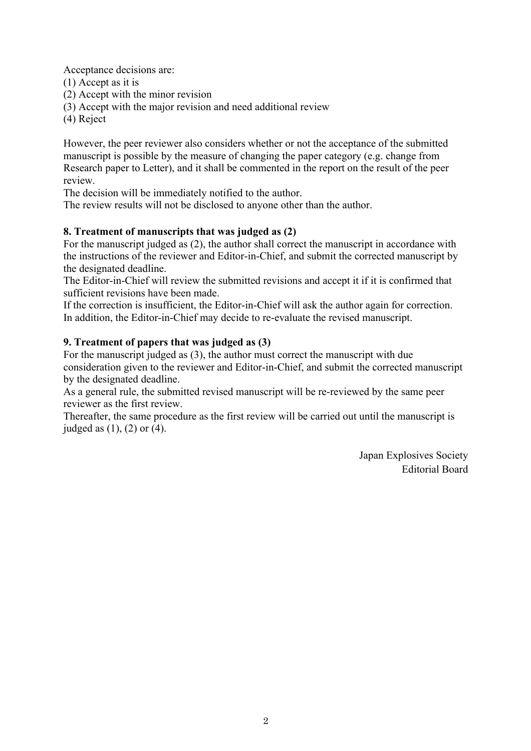Acceptance decisions are:
(1) Accept as it is
(2) Accept with the minor revision
(3) Accept with the major revision and need additional review
(4) Reject

However, the peer reviewer also considers whether or not the acceptance of the submitted manuscript is possible by the measure of changing the paper category (e.g. change from Research paper to Letter), and it shall be commented in the report on the result of the peer review.
The decision will be immediately notified to the author.
The review results will not be disclosed to anyone other than the author.

**8. Treatment of manuscripts that was judged as (2)**

For the manuscript judged as (2), the author shall correct the manuscript in accordance with the instructions of the reviewer and Editor-in-Chief, and submit the corrected manuscript by the designated deadline.
The Editor-in-Chief will review the submitted revisions and accept it if it is confirmed that sufficient revisions have been made.
If the correction is insufficient, the Editor-in-Chief will ask the author again for correction.
In addition, the Editor-in-Chief may decide to re-evaluate the revised manuscript.

**9. Treatment of papers that was judged as (3)**

For the manuscript judged as (3), the author must correct the manuscript with due consideration given to the reviewer and Editor-in-Chief, and submit the corrected manuscript by the designated deadline.
As a general rule, the submitted revised manuscript will be re-reviewed by the same peer reviewer as the first review.
Thereafter, the same procedure as the first review will be carried out until the manuscript is judged as (1), (2) or (4).

Japan Explosives Society
Editorial Board